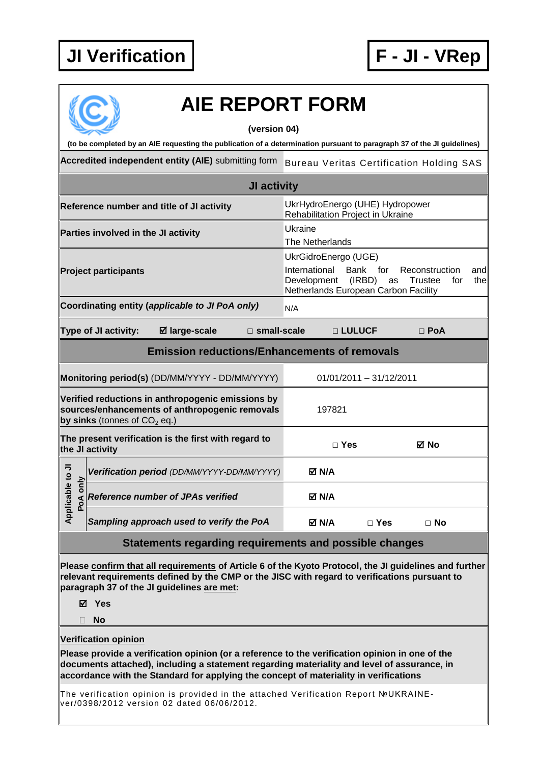**JI Verification** | **F - JI - VRep**

# AIE REPORT FORM

**(version 04)**

**(to be completed by an AIE requesting the publication of a determination pursuant to paragraph 37 of the JI guidelines)**

| | |
|---|---|
| **Accredited independent entity (AIE)** submitting form | Bureau Veritas Certification Holding SAS |
| **JI activity** | |
| **Reference number and title of JI activity** | UkrHydroEnergo (UHE) Hydropower Rehabilitation Project in Ukraine |
| **Parties involved in the JI activity** | Ukraine<br>The Netherlands |
| **Project participants** | UkrGidroEnergo (UGE)<br>International Bank for Reconstruction and Development (IRBD) as Trustee for the Netherlands European Carbon Facility |
| **Coordinating entity (*applicable to JI PoA only*)** | N/A |
| **Type of JI activity:** ☑ **large-scale** □ **small-scale** □ **LULUCF** □ **PoA** | |
| **Emission reductions/Enhancements of removals** | |
| **Monitoring period(s)** (DD/MM/YYYY - DD/MM/YYYY) | 01/01/2011 – 31/12/2011 |
| **Verified reductions in anthropogenic emissions by sources/enhancements of anthropogenic removals by sinks** (tonnes of $CO_2$ eq.) | 197821 |
| **The present verification is the first with regard to the JI activity** | □ **Yes** ☑ **No** |
| **Applicable to JI PoA only** – ***Verification period*** *(DD/MM/YYYY-DD/MM/YYYY)* | ☑ **N/A** |
| **Applicable to JI PoA only** – ***Reference number of JPAs verified*** | ☑ **N/A** |
| **Applicable to JI PoA only** – ***Sampling approach used to verify the PoA*** | ☑ **N/A** □ **Yes** □ **No** |

## Statements regarding requirements and possible changes

**Please confirm that all requirements of Article 6 of the Kyoto Protocol, the JI guidelines and further relevant requirements defined by the CMP or the JISC with regard to verifications pursuant to paragraph 37 of the JI guidelines are met:**

☑ **Yes**

□ **No**

**Verification opinion**

**Please provide a verification opinion (or a reference to the verification opinion in one of the documents attached), including a statement regarding materiality and level of assurance, in accordance with the Standard for applying the concept of materiality in verifications**

The verification opinion is provided in the attached Verification Report №UKRAINE-ver/0398/2012 version 02 dated 06/06/2012.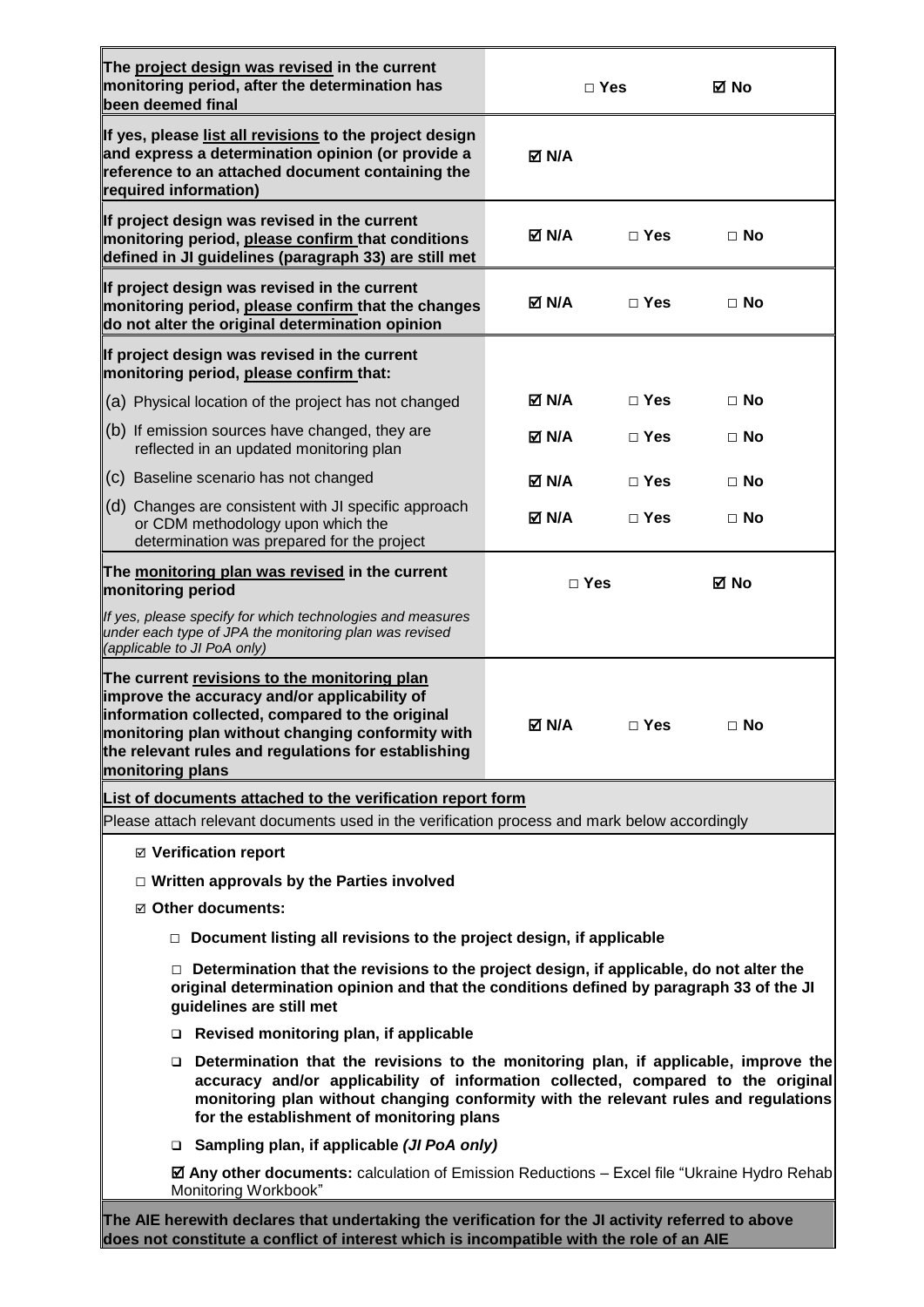| | | | |
|---|---|---|---|
| **The project design was revised in the current monitoring period, after the determination has been deemed final** | □ Yes | | ☑ No |
| **If yes, please list all revisions to the project design and express a determination opinion (or provide a reference to an attached document containing the required information)** | ☑ N/A | | |
| **If project design was revised in the current monitoring period, please confirm that conditions defined in JI guidelines (paragraph 33) are still met** | ☑ N/A | □ Yes | □ No |
| **If project design was revised in the current monitoring period, please confirm that the changes do not alter the original determination opinion** | ☑ N/A | □ Yes | □ No |
| **If project design was revised in the current monitoring period, please confirm that:** | | | |
| (a) Physical location of the project has not changed | ☑ N/A | □ Yes | □ No |
| (b) If emission sources have changed, they are reflected in an updated monitoring plan | ☑ N/A | □ Yes | □ No |
| (c) Baseline scenario has not changed | ☑ N/A | □ Yes | □ No |
| (d) Changes are consistent with JI specific approach or CDM methodology upon which the determination was prepared for the project | ☑ N/A | □ Yes | □ No |
| **The monitoring plan was revised in the current monitoring period** | □ Yes | | ☑ No |
| *If yes, please specify for which technologies and measures under each type of JPA the monitoring plan was revised (applicable to JI PoA only)* | | | |
| **The current revisions to the monitoring plan improve the accuracy and/or applicability of information collected, compared to the original monitoring plan without changing conformity with the relevant rules and regulations for establishing monitoring plans** | ☑ N/A | □ Yes | □ No |

**List of documents attached to the verification report form**

Please attach relevant documents used in the verification process and mark below accordingly

- ☑ **Verification report**
- □ **Written approvals by the Parties involved**
- ☑ **Other documents:**
  - □ **Document listing all revisions to the project design, if applicable**
  - □ **Determination that the revisions to the project design, if applicable, do not alter the original determination opinion and that the conditions defined by paragraph 33 of the JI guidelines are still met**
  - ❑ **Revised monitoring plan, if applicable**
  - ❑ **Determination that the revisions to the monitoring plan, if applicable, improve the accuracy and/or applicability of information collected, compared to the original monitoring plan without changing conformity with the relevant rules and regulations for the establishment of monitoring plans**
  - ❑ **Sampling plan, if applicable** ***(JI PoA only)***
  - ☑ **Any other documents:** calculation of Emission Reductions – Excel file "Ukraine Hydro Rehab Monitoring Workbook"

**The AIE herewith declares that undertaking the verification for the JI activity referred to above does not constitute a conflict of interest which is incompatible with the role of an AIE**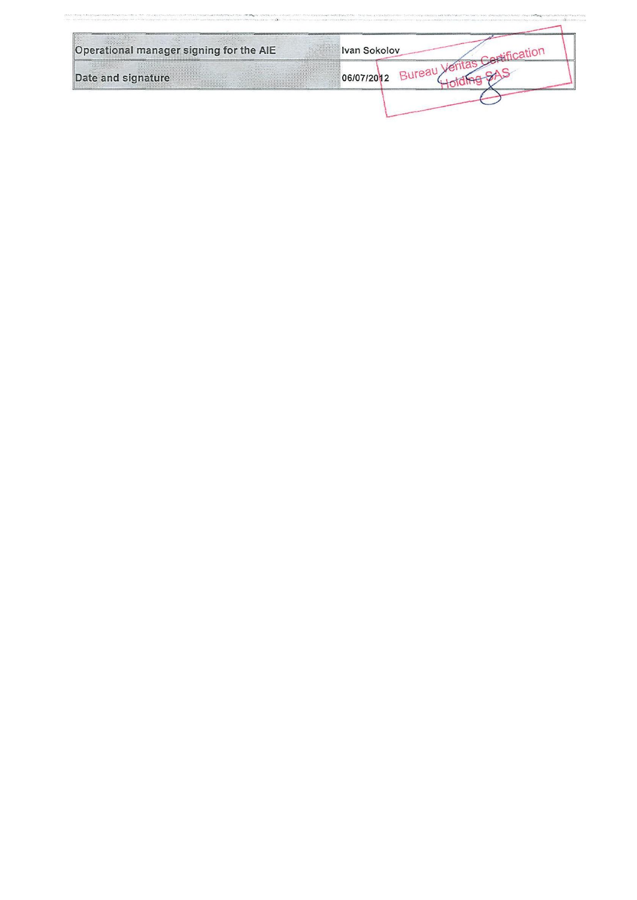| | |
|---|---|
| Operational manager signing for the AIE | Ivan Sokolov |
| Date and signature | 06/07/2012 Bureau Veritas Certification Holding SAS |